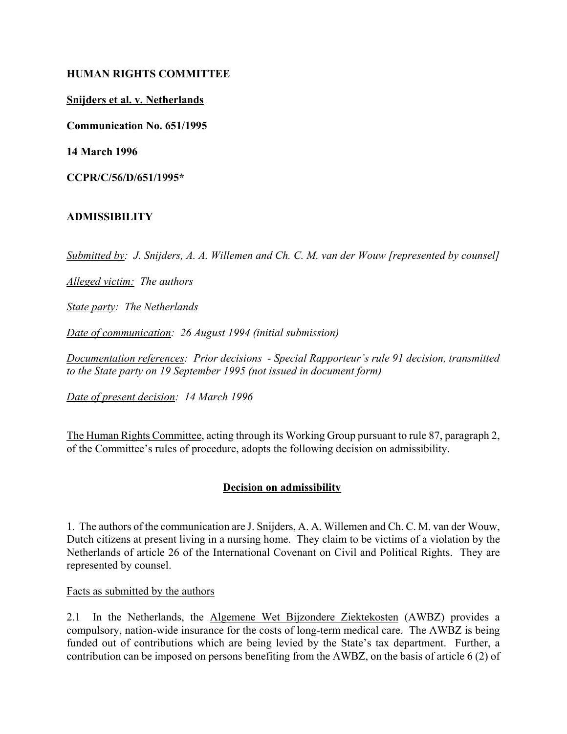**HUMAN RIGHTS COMMITTEE**

**Snijders et al. v. Netherlands**

**Communication No. 651/1995**

**14 March 1996**

**CCPR/C/56/D/651/1995***

**ADMISSIBILITY**

*Submitted by: J. Snijders, A. A. Willemen and Ch. C. M. van der Wouw [represented by counsel]*

*Alleged victim: The authors*

*State party: The Netherlands*

*Date of communication: 26 August 1994 (initial submission)*

*Documentation references: Prior decisions - Special Rapporteur's rule 91 decision, transmitted to the State party on 19 September 1995 (not issued in document form)*

*Date of present decision: 14 March 1996*

The Human Rights Committee, acting through its Working Group pursuant to rule 87, paragraph 2, of the Committee's rules of procedure, adopts the following decision on admissibility.

## Decision on admissibility

1. The authors of the communication are J. Snijders, A. A. Willemen and Ch. C. M. van der Wouw, Dutch citizens at present living in a nursing home. They claim to be victims of a violation by the Netherlands of article 26 of the International Covenant on Civil and Political Rights. They are represented by counsel.

Facts as submitted by the authors

2.1 In the Netherlands, the Algemene Wet Bijzondere Ziektekosten (AWBZ) provides a compulsory, nation-wide insurance for the costs of long-term medical care. The AWBZ is being funded out of contributions which are being levied by the State's tax department. Further, a contribution can be imposed on persons benefiting from the AWBZ, on the basis of article 6 (2) of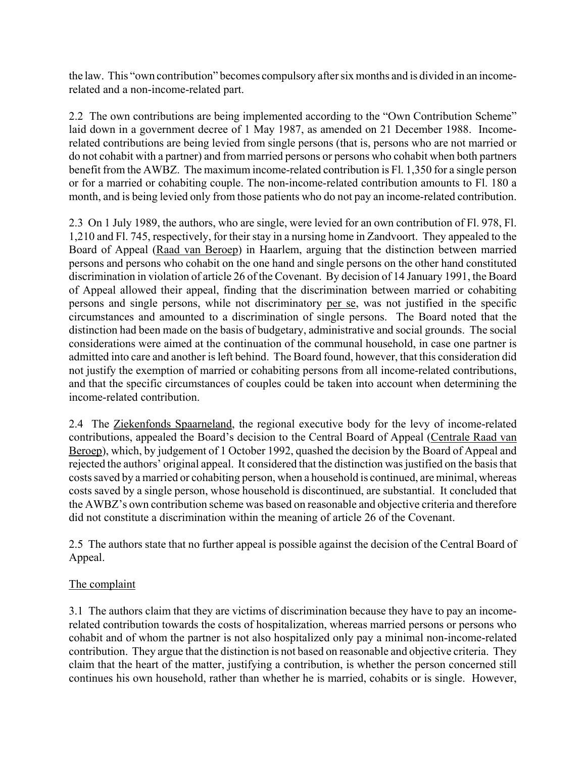the law. This "own contribution" becomes compulsory after six months and is divided in an income-related and a non-income-related part.

2.2 The own contributions are being implemented according to the "Own Contribution Scheme" laid down in a government decree of 1 May 1987, as amended on 21 December 1988. Income-related contributions are being levied from single persons (that is, persons who are not married or do not cohabit with a partner) and from married persons or persons who cohabit when both partners benefit from the AWBZ. The maximum income-related contribution is Fl. 1,350 for a single person or for a married or cohabiting couple. The non-income-related contribution amounts to Fl. 180 a month, and is being levied only from those patients who do not pay an income-related contribution.

2.3 On 1 July 1989, the authors, who are single, were levied for an own contribution of Fl. 978, Fl. 1,210 and Fl. 745, respectively, for their stay in a nursing home in Zandvoort. They appealed to the Board of Appeal (Raad van Beroep) in Haarlem, arguing that the distinction between married persons and persons who cohabit on the one hand and single persons on the other hand constituted discrimination in violation of article 26 of the Covenant. By decision of 14 January 1991, the Board of Appeal allowed their appeal, finding that the discrimination between married or cohabiting persons and single persons, while not discriminatory per se, was not justified in the specific circumstances and amounted to a discrimination of single persons. The Board noted that the distinction had been made on the basis of budgetary, administrative and social grounds. The social considerations were aimed at the continuation of the communal household, in case one partner is admitted into care and another is left behind. The Board found, however, that this consideration did not justify the exemption of married or cohabiting persons from all income-related contributions, and that the specific circumstances of couples could be taken into account when determining the income-related contribution.

2.4 The Ziekenfonds Spaarneland, the regional executive body for the levy of income-related contributions, appealed the Board's decision to the Central Board of Appeal (Centrale Raad van Beroep), which, by judgement of 1 October 1992, quashed the decision by the Board of Appeal and rejected the authors' original appeal. It considered that the distinction was justified on the basis that costs saved by a married or cohabiting person, when a household is continued, are minimal, whereas costs saved by a single person, whose household is discontinued, are substantial. It concluded that the AWBZ's own contribution scheme was based on reasonable and objective criteria and therefore did not constitute a discrimination within the meaning of article 26 of the Covenant.

2.5 The authors state that no further appeal is possible against the decision of the Central Board of Appeal.

## The complaint

3.1 The authors claim that they are victims of discrimination because they have to pay an income-related contribution towards the costs of hospitalization, whereas married persons or persons who cohabit and of whom the partner is not also hospitalized only pay a minimal non-income-related contribution. They argue that the distinction is not based on reasonable and objective criteria. They claim that the heart of the matter, justifying a contribution, is whether the person concerned still continues his own household, rather than whether he is married, cohabits or is single. However,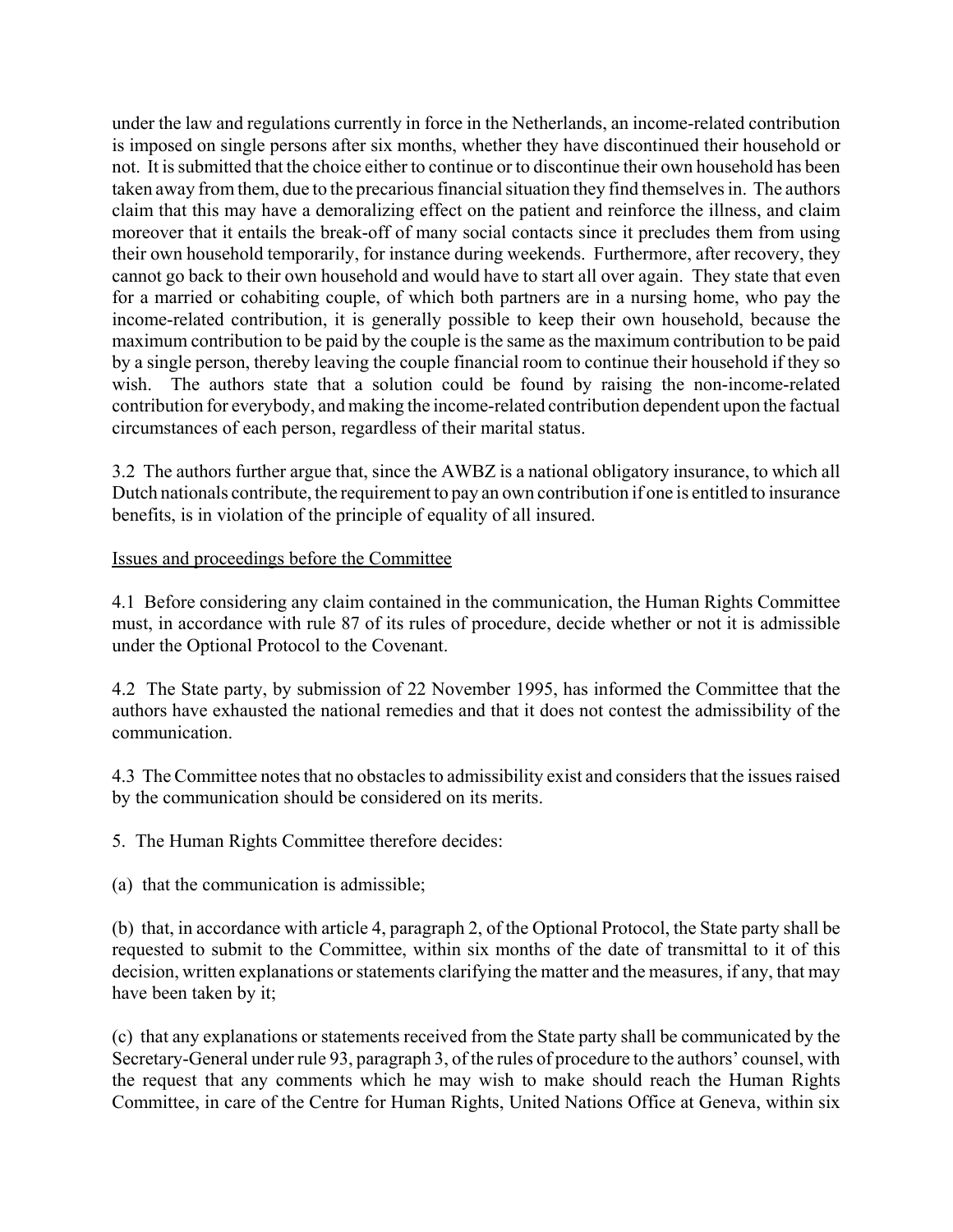under the law and regulations currently in force in the Netherlands, an income-related contribution is imposed on single persons after six months, whether they have discontinued their household or not. It is submitted that the choice either to continue or to discontinue their own household has been taken away from them, due to the precarious financial situation they find themselves in. The authors claim that this may have a demoralizing effect on the patient and reinforce the illness, and claim moreover that it entails the break-off of many social contacts since it precludes them from using their own household temporarily, for instance during weekends. Furthermore, after recovery, they cannot go back to their own household and would have to start all over again. They state that even for a married or cohabiting couple, of which both partners are in a nursing home, who pay the income-related contribution, it is generally possible to keep their own household, because the maximum contribution to be paid by the couple is the same as the maximum contribution to be paid by a single person, thereby leaving the couple financial room to continue their household if they so wish. The authors state that a solution could be found by raising the non-income-related contribution for everybody, and making the income-related contribution dependent upon the factual circumstances of each person, regardless of their marital status.

3.2 The authors further argue that, since the AWBZ is a national obligatory insurance, to which all Dutch nationals contribute, the requirement to pay an own contribution if one is entitled to insurance benefits, is in violation of the principle of equality of all insured.

Issues and proceedings before the Committee

4.1 Before considering any claim contained in the communication, the Human Rights Committee must, in accordance with rule 87 of its rules of procedure, decide whether or not it is admissible under the Optional Protocol to the Covenant.

4.2 The State party, by submission of 22 November 1995, has informed the Committee that the authors have exhausted the national remedies and that it does not contest the admissibility of the communication.

4.3 The Committee notes that no obstacles to admissibility exist and considers that the issues raised by the communication should be considered on its merits.

5. The Human Rights Committee therefore decides:

(a) that the communication is admissible;

(b) that, in accordance with article 4, paragraph 2, of the Optional Protocol, the State party shall be requested to submit to the Committee, within six months of the date of transmittal to it of this decision, written explanations or statements clarifying the matter and the measures, if any, that may have been taken by it;

(c) that any explanations or statements received from the State party shall be communicated by the Secretary-General under rule 93, paragraph 3, of the rules of procedure to the authors' counsel, with the request that any comments which he may wish to make should reach the Human Rights Committee, in care of the Centre for Human Rights, United Nations Office at Geneva, within six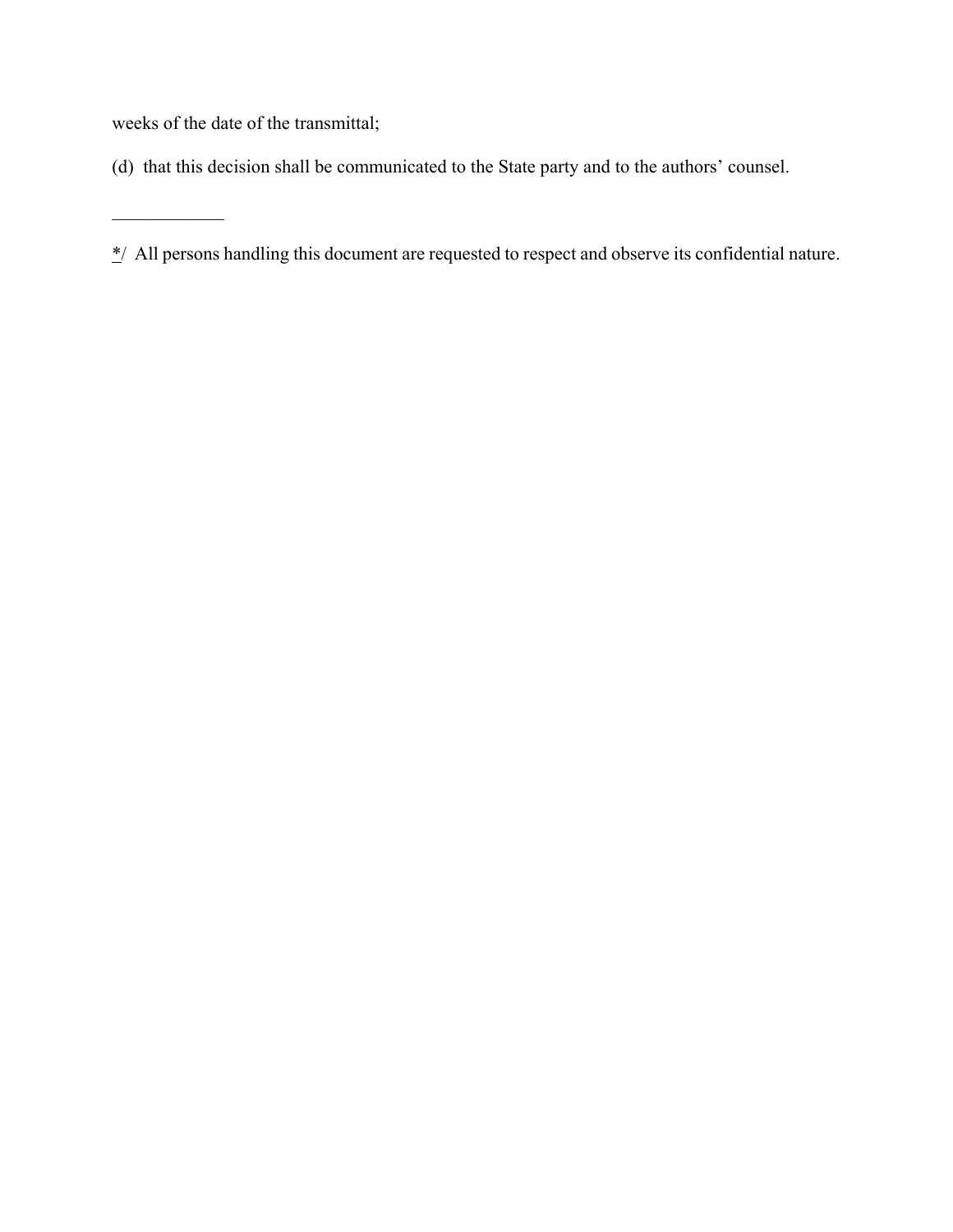weeks of the date of the transmittal;

(d) that this decision shall be communicated to the State party and to the authors' counsel.

____________

*/ All persons handling this document are requested to respect and observe its confidential nature.